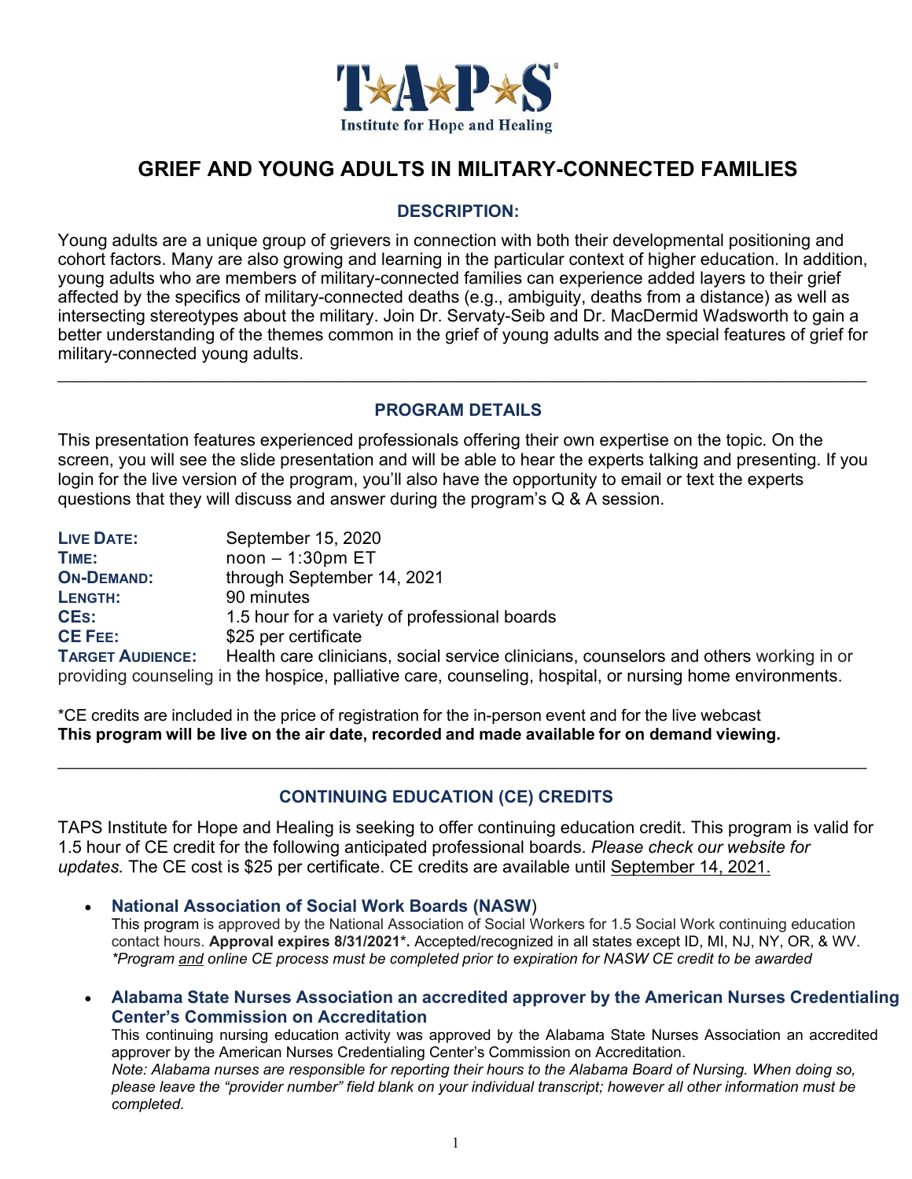T★A★P★S®

Institute for Hope and Healing

# GRIEF AND YOUNG ADULTS IN MILITARY-CONNECTED FAMILIES

## DESCRIPTION:

Young adults are a unique group of grievers in connection with both their developmental positioning and cohort factors. Many are also growing and learning in the particular context of higher education. In addition, young adults who are members of military-connected families can experience added layers to their grief affected by the specifics of military-connected deaths (e.g., ambiguity, deaths from a distance) as well as intersecting stereotypes about the military. Join Dr. Servaty-Seib and Dr. MacDermid Wadsworth to gain a better understanding of the themes common in the grief of young adults and the special features of grief for military-connected young adults.

---

## PROGRAM DETAILS

This presentation features experienced professionals offering their own expertise on the topic. On the screen, you will see the slide presentation and will be able to hear the experts talking and presenting. If you login for the live version of the program, you'll also have the opportunity to email or text the experts questions that they will discuss and answer during the program's Q & A session.

**LIVE DATE:** September 15, 2020
**TIME:** noon – 1:30pm ET
**ON-DEMAND:** through September 14, 2021
**LENGTH:** 90 minutes
**CEs:** 1.5 hour for a variety of professional boards
**CE FEE:** $25 per certificate
**TARGET AUDIENCE:** Health care clinicians, social service clinicians, counselors and others working in or providing counseling in the hospice, palliative care, counseling, hospital, or nursing home environments.

*CE credits are included in the price of registration for the in-person event and for the live webcast
**This program will be live on the air date, recorded and made available for on demand viewing.**

---

## CONTINUING EDUCATION (CE) CREDITS

TAPS Institute for Hope and Healing is seeking to offer continuing education credit. This program is valid for 1.5 hour of CE credit for the following anticipated professional boards. *Please check our website for updates.* The CE cost is $25 per certificate. CE credits are available until September 14, 2021.

- **National Association of Social Work Boards (NASW)**
  This program is approved by the National Association of Social Workers for 1.5 Social Work continuing education contact hours. **Approval expires 8/31/2021*.** Accepted/recognized in all states except ID, MI, NJ, NY, OR, & WV.
  *\*Program and online CE process must be completed prior to expiration for NASW CE credit to be awarded*

- **Alabama State Nurses Association an accredited approver by the American Nurses Credentialing Center's Commission on Accreditation**
  This continuing nursing education activity was approved by the Alabama State Nurses Association an accredited approver by the American Nurses Credentialing Center's Commission on Accreditation.
  *Note: Alabama nurses are responsible for reporting their hours to the Alabama Board of Nursing. When doing so, please leave the "provider number" field blank on your individual transcript; however all other information must be completed.*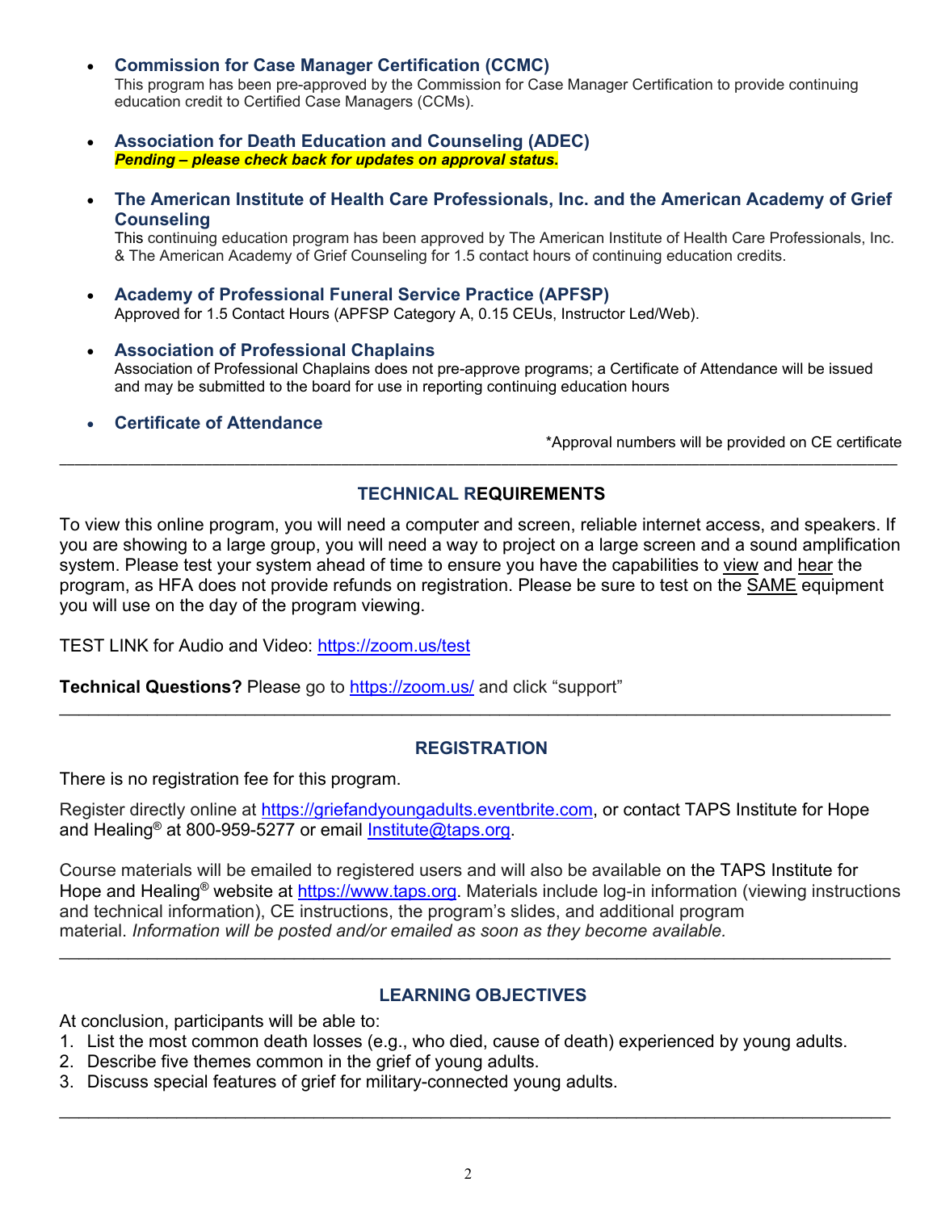- **Commission for Case Manager Certification (CCMC)**
  This program has been pre-approved by the Commission for Case Manager Certification to provide continuing education credit to Certified Case Managers (CCMs).

- **Association for Death Education and Counseling (ADEC)**
  ***Pending – please check back for updates on approval status.***

- **The American Institute of Health Care Professionals, Inc. and the American Academy of Grief Counseling**
  This continuing education program has been approved by The American Institute of Health Care Professionals, Inc. & The American Academy of Grief Counseling for 1.5 contact hours of continuing education credits.

- **Academy of Professional Funeral Service Practice (APFSP)**
  Approved for 1.5 Contact Hours (APFSP Category A, 0.15 CEUs, Instructor Led/Web).

- **Association of Professional Chaplains**
  Association of Professional Chaplains does not pre-approve programs; a Certificate of Attendance will be issued and may be submitted to the board for use in reporting continuing education hours

- **Certificate of Attendance**

*Approval numbers will be provided on CE certificate

---

## TECHNICAL REQUIREMENTS

To view this online program, you will need a computer and screen, reliable internet access, and speakers. If you are showing to a large group, you will need a way to project on a large screen and a sound amplification system. Please test your system ahead of time to ensure you have the capabilities to view and hear the program, as HFA does not provide refunds on registration. Please be sure to test on the SAME equipment you will use on the day of the program viewing.

TEST LINK for Audio and Video: https://zoom.us/test

**Technical Questions?** Please go to https://zoom.us/ and click "support"

---

## REGISTRATION

There is no registration fee for this program.

Register directly online at https://griefandyoungadults.eventbrite.com, or contact TAPS Institute for Hope and Healing® at 800-959-5277 or email Institute@taps.org.

Course materials will be emailed to registered users and will also be available on the TAPS Institute for Hope and Healing® website at https://www.taps.org. Materials include log-in information (viewing instructions and technical information), CE instructions, the program's slides, and additional program material. *Information will be posted and/or emailed as soon as they become available.*

---

## LEARNING OBJECTIVES

At conclusion, participants will be able to:

1. List the most common death losses (e.g., who died, cause of death) experienced by young adults.
2. Describe five themes common in the grief of young adults.
3. Discuss special features of grief for military-connected young adults.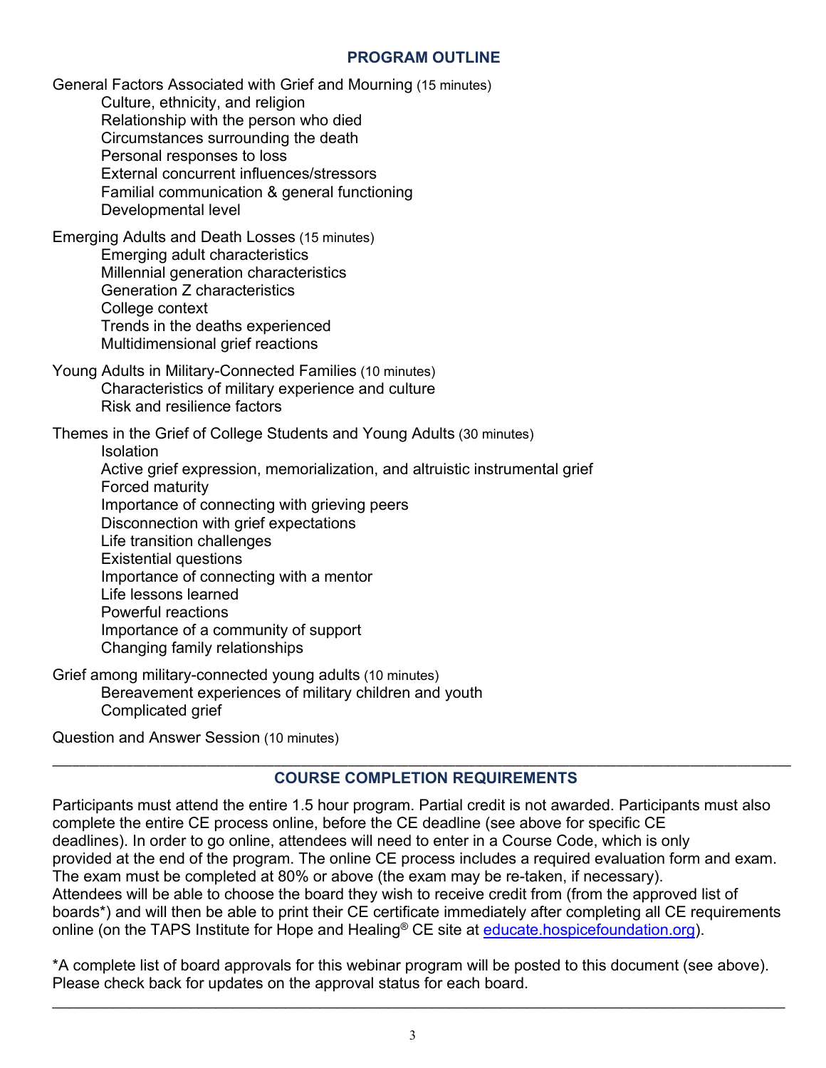## PROGRAM OUTLINE

General Factors Associated with Grief and Mourning (15 minutes)
- Culture, ethnicity, and religion
- Relationship with the person who died
- Circumstances surrounding the death
- Personal responses to loss
- External concurrent influences/stressors
- Familial communication & general functioning
- Developmental level

Emerging Adults and Death Losses (15 minutes)
- Emerging adult characteristics
- Millennial generation characteristics
- Generation Z characteristics
- College context
- Trends in the deaths experienced
- Multidimensional grief reactions

Young Adults in Military-Connected Families (10 minutes)
- Characteristics of military experience and culture
- Risk and resilience factors

Themes in the Grief of College Students and Young Adults (30 minutes)
- Isolation
- Active grief expression, memorialization, and altruistic instrumental grief
- Forced maturity
- Importance of connecting with grieving peers
- Disconnection with grief expectations
- Life transition challenges
- Existential questions
- Importance of connecting with a mentor
- Life lessons learned
- Powerful reactions
- Importance of a community of support
- Changing family relationships

Grief among military-connected young adults (10 minutes)
- Bereavement experiences of military children and youth
- Complicated grief

Question and Answer Session (10 minutes)

---

## COURSE COMPLETION REQUIREMENTS

Participants must attend the entire 1.5 hour program. Partial credit is not awarded. Participants must also complete the entire CE process online, before the CE deadline (see above for specific CE deadlines). In order to go online, attendees will need to enter in a Course Code, which is only provided at the end of the program. The online CE process includes a required evaluation form and exam. The exam must be completed at 80% or above (the exam may be re-taken, if necessary). Attendees will be able to choose the board they wish to receive credit from (from the approved list of boards*) and will then be able to print their CE certificate immediately after completing all CE requirements online (on the TAPS Institute for Hope and Healing® CE site at educate.hospicefoundation.org).

*A complete list of board approvals for this webinar program will be posted to this document (see above). Please check back for updates on the approval status for each board.

---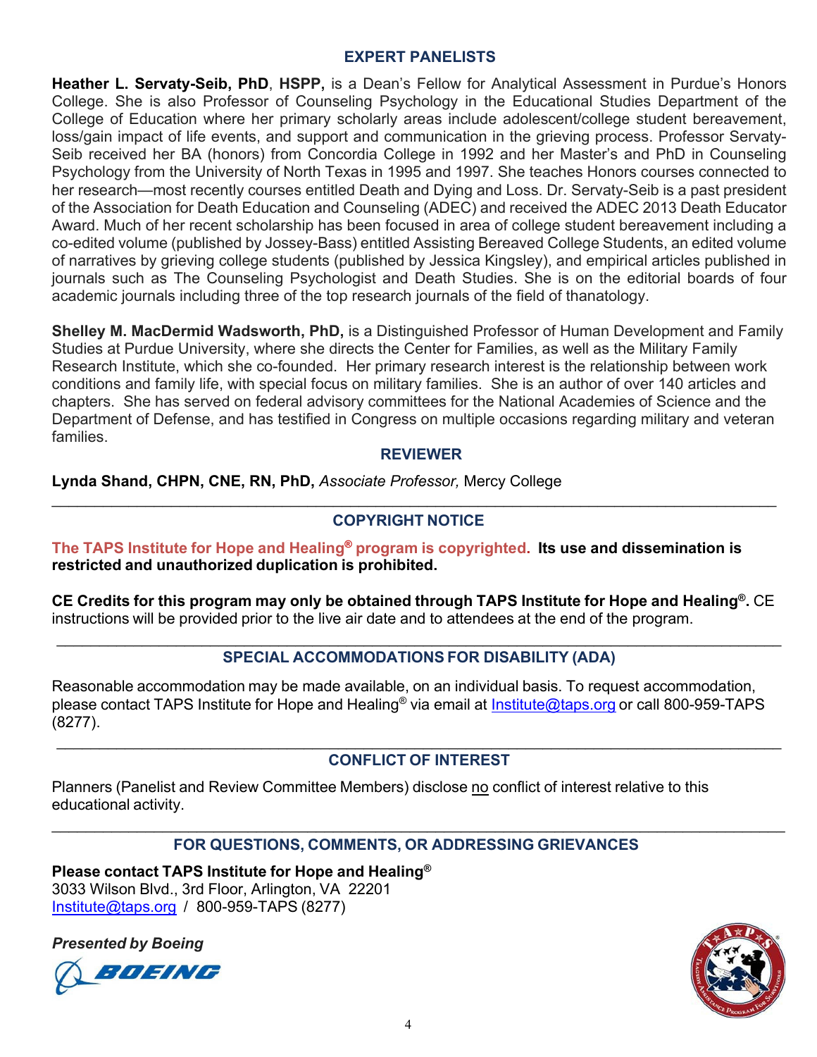## EXPERT PANELISTS

**Heather L. Servaty-Seib, PhD**, **HSPP,** is a Dean's Fellow for Analytical Assessment in Purdue's Honors College. She is also Professor of Counseling Psychology in the Educational Studies Department of the College of Education where her primary scholarly areas include adolescent/college student bereavement, loss/gain impact of life events, and support and communication in the grieving process. Professor Servaty-Seib received her BA (honors) from Concordia College in 1992 and her Master's and PhD in Counseling Psychology from the University of North Texas in 1995 and 1997. She teaches Honors courses connected to her research—most recently courses entitled Death and Dying and Loss. Dr. Servaty-Seib is a past president of the Association for Death Education and Counseling (ADEC) and received the ADEC 2013 Death Educator Award. Much of her recent scholarship has been focused in area of college student bereavement including a co-edited volume (published by Jossey-Bass) entitled Assisting Bereaved College Students, an edited volume of narratives by grieving college students (published by Jessica Kingsley), and empirical articles published in journals such as The Counseling Psychologist and Death Studies. She is on the editorial boards of four academic journals including three of the top research journals of the field of thanatology.

**Shelley M. MacDermid Wadsworth, PhD,** is a Distinguished Professor of Human Development and Family Studies at Purdue University, where she directs the Center for Families, as well as the Military Family Research Institute, which she co-founded. Her primary research interest is the relationship between work conditions and family life, with special focus on military families. She is an author of over 140 articles and chapters. She has served on federal advisory committees for the National Academies of Science and the Department of Defense, and has testified in Congress on multiple occasions regarding military and veteran families.

## REVIEWER

**Lynda Shand, CHPN, CNE, RN, PhD,** *Associate Professor,* Mercy College

---

## COPYRIGHT NOTICE

**The TAPS Institute for Hope and Healing® program is copyrighted. Its use and dissemination is restricted and unauthorized duplication is prohibited.**

**CE Credits for this program may only be obtained through TAPS Institute for Hope and Healing®.** CE instructions will be provided prior to the live air date and to attendees at the end of the program.

---

## SPECIAL ACCOMMODATIONS FOR DISABILITY (ADA)

Reasonable accommodation may be made available, on an individual basis. To request accommodation, please contact TAPS Institute for Hope and Healing® via email at Institute@taps.org or call 800-959-TAPS (8277).

---

## CONFLICT OF INTEREST

Planners (Panelist and Review Committee Members) disclose no conflict of interest relative to this educational activity.

---

## FOR QUESTIONS, COMMENTS, OR ADDRESSING GRIEVANCES

**Please contact TAPS Institute for Hope and Healing®**
3033 Wilson Blvd., 3rd Floor, Arlington, VA 22201
Institute@taps.org / 800-959-TAPS (8277)

***Presented by Boeing***

BOEING